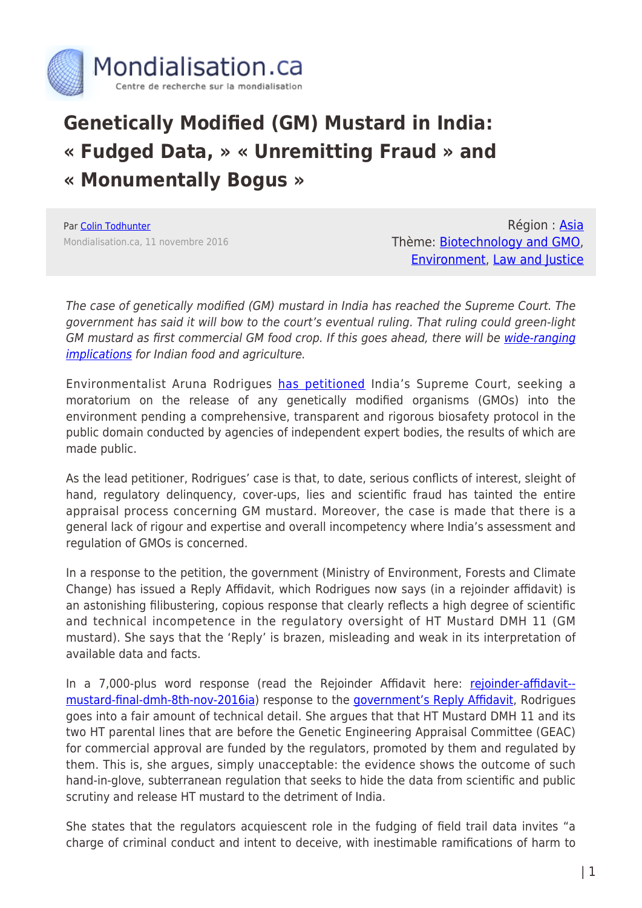Mondialisation.ca

Centre de recherche sur la mondialisation

# Genetically Modified (GM) Mustard in India: « Fudged Data, » « Unremitting Fraud » and « Monumentally Bogus »

Par Colin Todhunter

Mondialisation.ca, 11 novembre 2016

Région : Asia

Thème: Biotechnology and GMO, Environment, Law and Justice

*The case of genetically modified (GM) mustard in India has reached the Supreme Court. The government has said it will bow to the court's eventual ruling. That ruling could green-light GM mustard as first commercial GM food crop. If this goes ahead, there will be wide-ranging implications for Indian food and agriculture.*

Environmentalist Aruna Rodrigues has petitioned India's Supreme Court, seeking a moratorium on the release of any genetically modified organisms (GMOs) into the environment pending a comprehensive, transparent and rigorous biosafety protocol in the public domain conducted by agencies of independent expert bodies, the results of which are made public.

As the lead petitioner, Rodrigues' case is that, to date, serious conflicts of interest, sleight of hand, regulatory delinquency, cover-ups, lies and scientific fraud has tainted the entire appraisal process concerning GM mustard. Moreover, the case is made that there is a general lack of rigour and expertise and overall incompetency where India's assessment and regulation of GMOs is concerned.

In a response to the petition, the government (Ministry of Environment, Forests and Climate Change) has issued a Reply Affidavit, which Rodrigues now says (in a rejoinder affidavit) is an astonishing filibustering, copious response that clearly reflects a high degree of scientific and technical incompetence in the regulatory oversight of HT Mustard DMH 11 (GM mustard). She says that the 'Reply' is brazen, misleading and weak in its interpretation of available data and facts.

In a 7,000-plus word response (read the Rejoinder Affidavit here: rejoinder-affidavit--mustard-final-dmh-8th-nov-2016ia) response to the government's Reply Affidavit, Rodrigues goes into a fair amount of technical detail. She argues that that HT Mustard DMH 11 and its two HT parental lines that are before the Genetic Engineering Appraisal Committee (GEAC) for commercial approval are funded by the regulators, promoted by them and regulated by them. This is, she argues, simply unacceptable: the evidence shows the outcome of such hand-in-glove, subterranean regulation that seeks to hide the data from scientific and public scrutiny and release HT mustard to the detriment of India.

She states that the regulators acquiescent role in the fudging of field trail data invites "a charge of criminal conduct and intent to deceive, with inestimable ramifications of harm to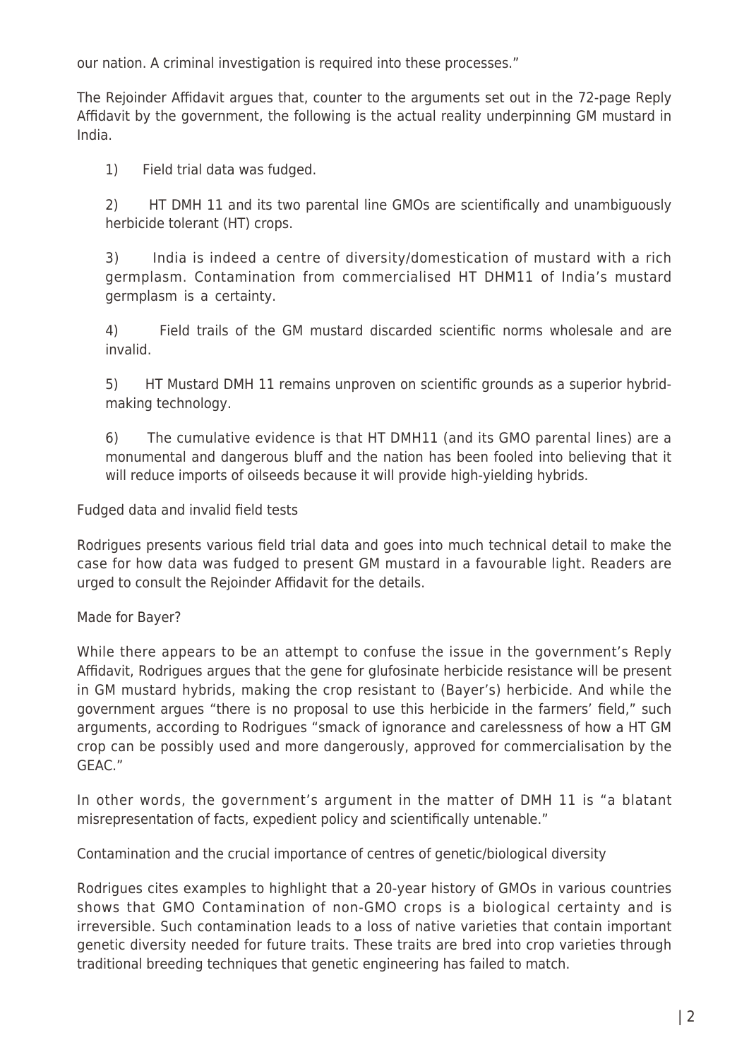our nation. A criminal investigation is required into these processes."

The Rejoinder Affidavit argues that, counter to the arguments set out in the 72-page Reply Affidavit by the government, the following is the actual reality underpinning GM mustard in India.

1) Field trial data was fudged.

2) HT DMH 11 and its two parental line GMOs are scientifically and unambiguously herbicide tolerant (HT) crops.

3) India is indeed a centre of diversity/domestication of mustard with a rich germplasm. Contamination from commercialised HT DHM11 of India's mustard germplasm is a certainty.

4) Field trails of the GM mustard discarded scientific norms wholesale and are invalid.

5) HT Mustard DMH 11 remains unproven on scientific grounds as a superior hybrid-making technology.

6) The cumulative evidence is that HT DMH11 (and its GMO parental lines) are a monumental and dangerous bluff and the nation has been fooled into believing that it will reduce imports of oilseeds because it will provide high-yielding hybrids.

Fudged data and invalid field tests

Rodrigues presents various field trial data and goes into much technical detail to make the case for how data was fudged to present GM mustard in a favourable light. Readers are urged to consult the Rejoinder Affidavit for the details.

Made for Bayer?

While there appears to be an attempt to confuse the issue in the government's Reply Affidavit, Rodrigues argues that the gene for glufosinate herbicide resistance will be present in GM mustard hybrids, making the crop resistant to (Bayer's) herbicide. And while the government argues "there is no proposal to use this herbicide in the farmers' field," such arguments, according to Rodrigues "smack of ignorance and carelessness of how a HT GM crop can be possibly used and more dangerously, approved for commercialisation by the GEAC."

In other words, the government's argument in the matter of DMH 11 is "a blatant misrepresentation of facts, expedient policy and scientifically untenable."

Contamination and the crucial importance of centres of genetic/biological diversity

Rodrigues cites examples to highlight that a 20-year history of GMOs in various countries shows that GMO Contamination of non-GMO crops is a biological certainty and is irreversible. Such contamination leads to a loss of native varieties that contain important genetic diversity needed for future traits. These traits are bred into crop varieties through traditional breeding techniques that genetic engineering has failed to match.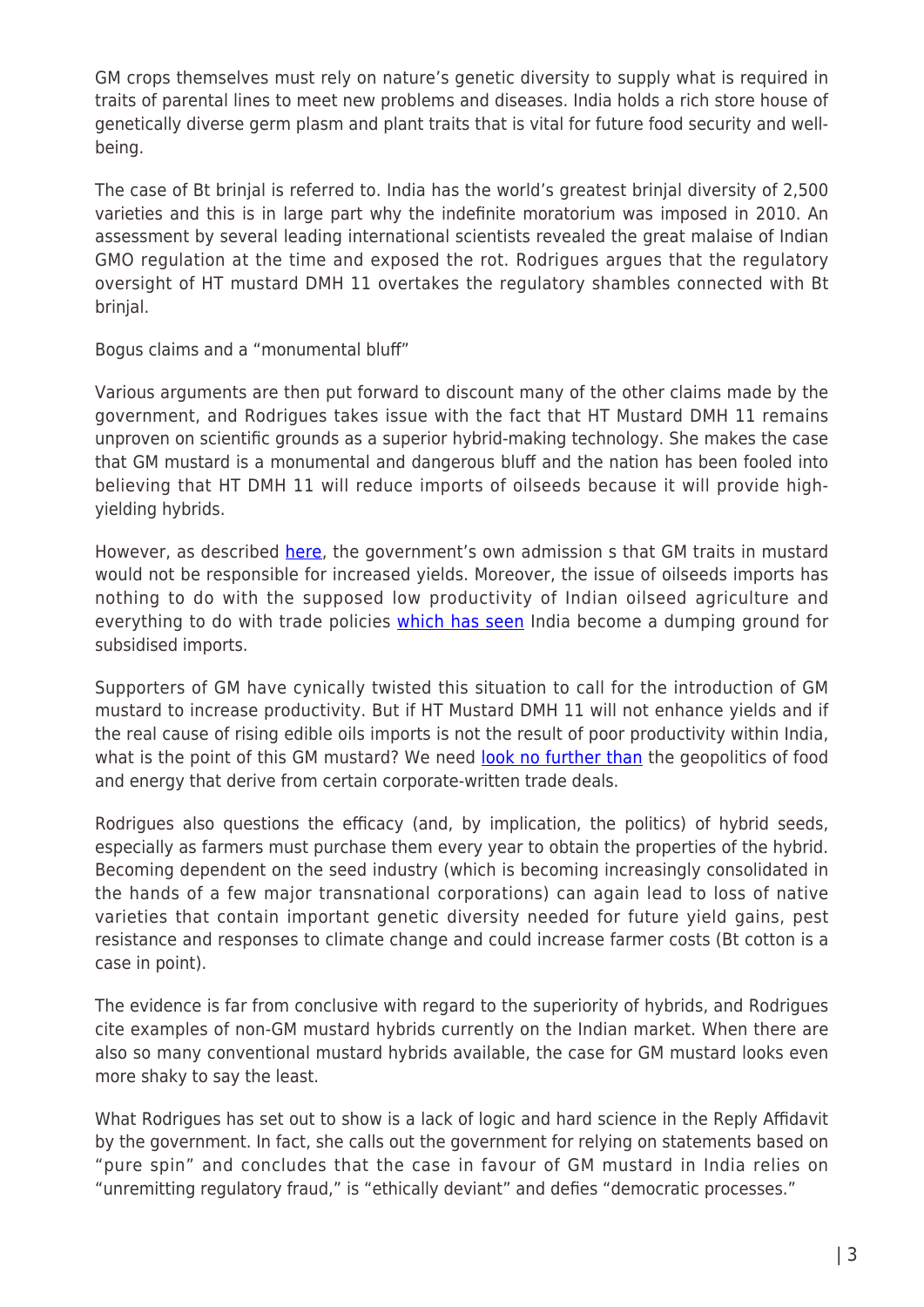GM crops themselves must rely on nature's genetic diversity to supply what is required in traits of parental lines to meet new problems and diseases. India holds a rich store house of genetically diverse germ plasm and plant traits that is vital for future food security and well-being.

The case of Bt brinjal is referred to. India has the world's greatest brinjal diversity of 2,500 varieties and this is in large part why the indefinite moratorium was imposed in 2010. An assessment by several leading international scientists revealed the great malaise of Indian GMO regulation at the time and exposed the rot. Rodrigues argues that the regulatory oversight of HT mustard DMH 11 overtakes the regulatory shambles connected with Bt brinjal.

## Bogus claims and a "monumental bluff"

Various arguments are then put forward to discount many of the other claims made by the government, and Rodrigues takes issue with the fact that HT Mustard DMH 11 remains unproven on scientific grounds as a superior hybrid-making technology. She makes the case that GM mustard is a monumental and dangerous bluff and the nation has been fooled into believing that HT DMH 11 will reduce imports of oilseeds because it will provide high-yielding hybrids.

However, as described here, the government's own admission s that GM traits in mustard would not be responsible for increased yields. Moreover, the issue of oilseeds imports has nothing to do with the supposed low productivity of Indian oilseed agriculture and everything to do with trade policies which has seen India become a dumping ground for subsidised imports.

Supporters of GM have cynically twisted this situation to call for the introduction of GM mustard to increase productivity. But if HT Mustard DMH 11 will not enhance yields and if the real cause of rising edible oils imports is not the result of poor productivity within India, what is the point of this GM mustard? We need look no further than the geopolitics of food and energy that derive from certain corporate-written trade deals.

Rodrigues also questions the efficacy (and, by implication, the politics) of hybrid seeds, especially as farmers must purchase them every year to obtain the properties of the hybrid. Becoming dependent on the seed industry (which is becoming increasingly consolidated in the hands of a few major transnational corporations) can again lead to loss of native varieties that contain important genetic diversity needed for future yield gains, pest resistance and responses to climate change and could increase farmer costs (Bt cotton is a case in point).

The evidence is far from conclusive with regard to the superiority of hybrids, and Rodrigues cite examples of non-GM mustard hybrids currently on the Indian market. When there are also so many conventional mustard hybrids available, the case for GM mustard looks even more shaky to say the least.

What Rodrigues has set out to show is a lack of logic and hard science in the Reply Affidavit by the government. In fact, she calls out the government for relying on statements based on "pure spin" and concludes that the case in favour of GM mustard in India relies on "unremitting regulatory fraud," is "ethically deviant" and defies "democratic processes."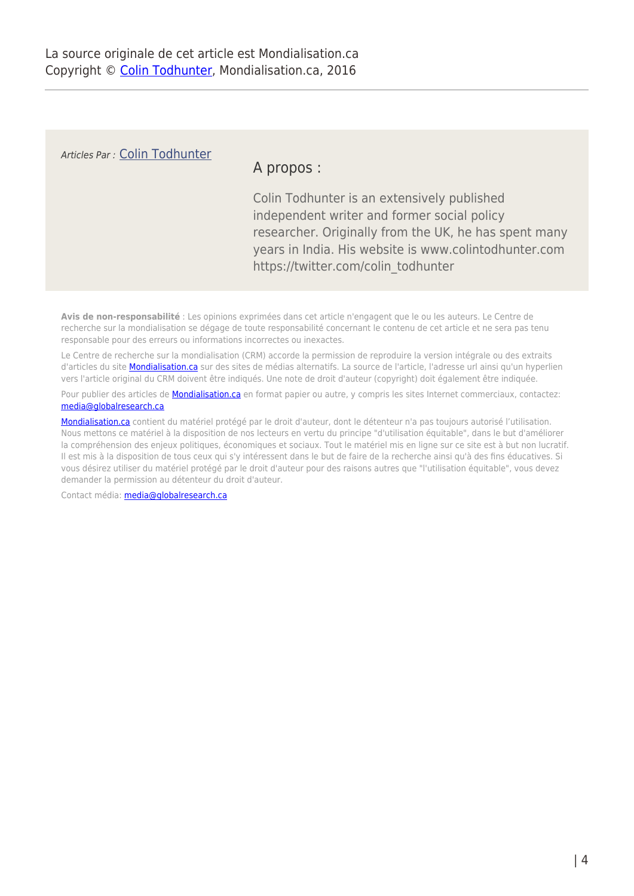La source originale de cet article est Mondialisation.ca
Copyright © Colin Todhunter, Mondialisation.ca, 2016

---

*Articles Par :* Colin Todhunter

## A propos :

Colin Todhunter is an extensively published independent writer and former social policy researcher. Originally from the UK, he has spent many years in India. His website is www.colintodhunter.com https://twitter.com/colin_todhunter

**Avis de non-responsabilité** : Les opinions exprimées dans cet article n'engagent que le ou les auteurs. Le Centre de recherche sur la mondialisation se dégage de toute responsabilité concernant le contenu de cet article et ne sera pas tenu responsable pour des erreurs ou informations incorrectes ou inexactes.

Le Centre de recherche sur la mondialisation (CRM) accorde la permission de reproduire la version intégrale ou des extraits d'articles du site Mondialisation.ca sur des sites de médias alternatifs. La source de l'article, l'adresse url ainsi qu'un hyperlien vers l'article original du CRM doivent être indiqués. Une note de droit d'auteur (copyright) doit également être indiquée.

Pour publier des articles de Mondialisation.ca en format papier ou autre, y compris les sites Internet commerciaux, contactez: media@globalresearch.ca

Mondialisation.ca contient du matériel protégé par le droit d'auteur, dont le détenteur n'a pas toujours autorisé l'utilisation. Nous mettons ce matériel à la disposition de nos lecteurs en vertu du principe "d'utilisation équitable", dans le but d'améliorer la compréhension des enjeux politiques, économiques et sociaux. Tout le matériel mis en ligne sur ce site est à but non lucratif. Il est mis à la disposition de tous ceux qui s'y intéressent dans le but de faire de la recherche ainsi qu'à des fins éducatives. Si vous désirez utiliser du matériel protégé par le droit d'auteur pour des raisons autres que "l'utilisation équitable", vous devez demander la permission au détenteur du droit d'auteur.

Contact média: media@globalresearch.ca